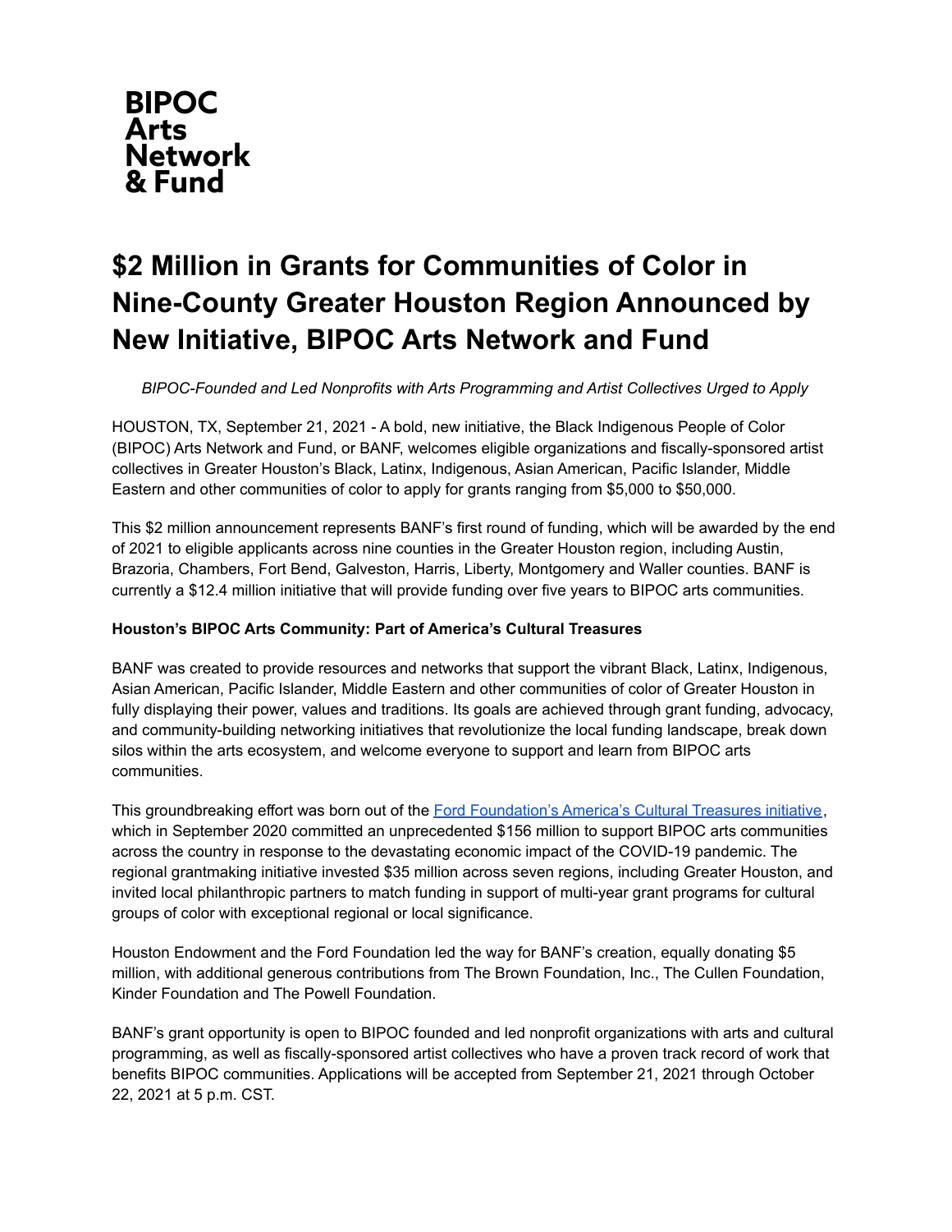**BIPOC Arts Network & Fund**

# $2 Million in Grants for Communities of Color in Nine-County Greater Houston Region Announced by New Initiative, BIPOC Arts Network and Fund

*BIPOC-Founded and Led Nonprofits with Arts Programming and Artist Collectives Urged to Apply*

HOUSTON, TX, September 21, 2021 - A bold, new initiative, the Black Indigenous People of Color (BIPOC) Arts Network and Fund, or BANF, welcomes eligible organizations and fiscally-sponsored artist collectives in Greater Houston's Black, Latinx, Indigenous, Asian American, Pacific Islander, Middle Eastern and other communities of color to apply for grants ranging from $5,000 to $50,000.

This $2 million announcement represents BANF's first round of funding, which will be awarded by the end of 2021 to eligible applicants across nine counties in the Greater Houston region, including Austin, Brazoria, Chambers, Fort Bend, Galveston, Harris, Liberty, Montgomery and Waller counties. BANF is currently a $12.4 million initiative that will provide funding over five years to BIPOC arts communities.

**Houston's BIPOC Arts Community: Part of America's Cultural Treasures**

BANF was created to provide resources and networks that support the vibrant Black, Latinx, Indigenous, Asian American, Pacific Islander, Middle Eastern and other communities of color of Greater Houston in fully displaying their power, values and traditions. Its goals are achieved through grant funding, advocacy, and community-building networking initiatives that revolutionize the local funding landscape, break down silos within the arts ecosystem, and welcome everyone to support and learn from BIPOC arts communities.

This groundbreaking effort was born out of the Ford Foundation's America's Cultural Treasures initiative, which in September 2020 committed an unprecedented $156 million to support BIPOC arts communities across the country in response to the devastating economic impact of the COVID-19 pandemic. The regional grantmaking initiative invested $35 million across seven regions, including Greater Houston, and invited local philanthropic partners to match funding in support of multi-year grant programs for cultural groups of color with exceptional regional or local significance.

Houston Endowment and the Ford Foundation led the way for BANF's creation, equally donating $5 million, with additional generous contributions from The Brown Foundation, Inc., The Cullen Foundation, Kinder Foundation and The Powell Foundation.

BANF's grant opportunity is open to BIPOC founded and led nonprofit organizations with arts and cultural programming, as well as fiscally-sponsored artist collectives who have a proven track record of work that benefits BIPOC communities. Applications will be accepted from September 21, 2021 through October 22, 2021 at 5 p.m. CST.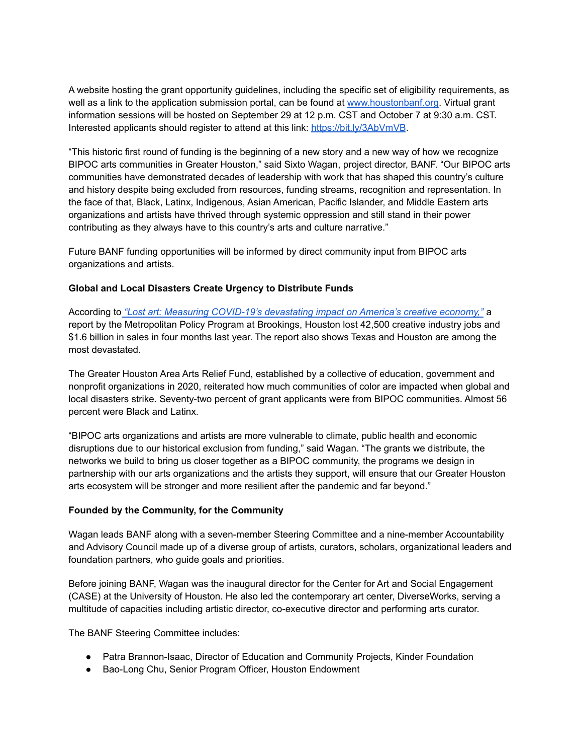A website hosting the grant opportunity guidelines, including the specific set of eligibility requirements, as well as a link to the application submission portal, can be found at [www.houstonbanf.org](http://www.houstonbanf.org). Virtual grant information sessions will be hosted on September 29 at 12 p.m. CST and October 7 at 9:30 a.m. CST. Interested applicants should register to attend at this link: [https://bit.ly/3AbVmVB](https://bit.ly/3AbVmVB).

"This historic first round of funding is the beginning of a new story and a new way of how we recognize BIPOC arts communities in Greater Houston," said Sixto Wagan, project director, BANF. "Our BIPOC arts communities have demonstrated decades of leadership with work that has shaped this country's culture and history despite being excluded from resources, funding streams, recognition and representation. In the face of that, Black, Latinx, Indigenous, Asian American, Pacific Islander, and Middle Eastern arts organizations and artists have thrived through systemic oppression and still stand in their power contributing as they always have to this country's arts and culture narrative."

Future BANF funding opportunities will be informed by direct community input from BIPOC arts organizations and artists.

**Global and Local Disasters Create Urgency to Distribute Funds**

According to *"Lost art: Measuring COVID-19's devastating impact on America's creative economy,"* a report by the Metropolitan Policy Program at Brookings, Houston lost 42,500 creative industry jobs and $1.6 billion in sales in four months last year. The report also shows Texas and Houston are among the most devastated.

The Greater Houston Area Arts Relief Fund, established by a collective of education, government and nonprofit organizations in 2020, reiterated how much communities of color are impacted when global and local disasters strike. Seventy-two percent of grant applicants were from BIPOC communities. Almost 56 percent were Black and Latinx.

"BIPOC arts organizations and artists are more vulnerable to climate, public health and economic disruptions due to our historical exclusion from funding," said Wagan. "The grants we distribute, the networks we build to bring us closer together as a BIPOC community, the programs we design in partnership with our arts organizations and the artists they support, will ensure that our Greater Houston arts ecosystem will be stronger and more resilient after the pandemic and far beyond."

**Founded by the Community, for the Community**

Wagan leads BANF along with a seven-member Steering Committee and a nine-member Accountability and Advisory Council made up of a diverse group of artists, curators, scholars, organizational leaders and foundation partners, who guide goals and priorities.

Before joining BANF, Wagan was the inaugural director for the Center for Art and Social Engagement (CASE) at the University of Houston. He also led the contemporary art center, DiverseWorks, serving a multitude of capacities including artistic director, co-executive director and performing arts curator.

The BANF Steering Committee includes:

- Patra Brannon-Isaac, Director of Education and Community Projects, Kinder Foundation
- Bao-Long Chu, Senior Program Officer, Houston Endowment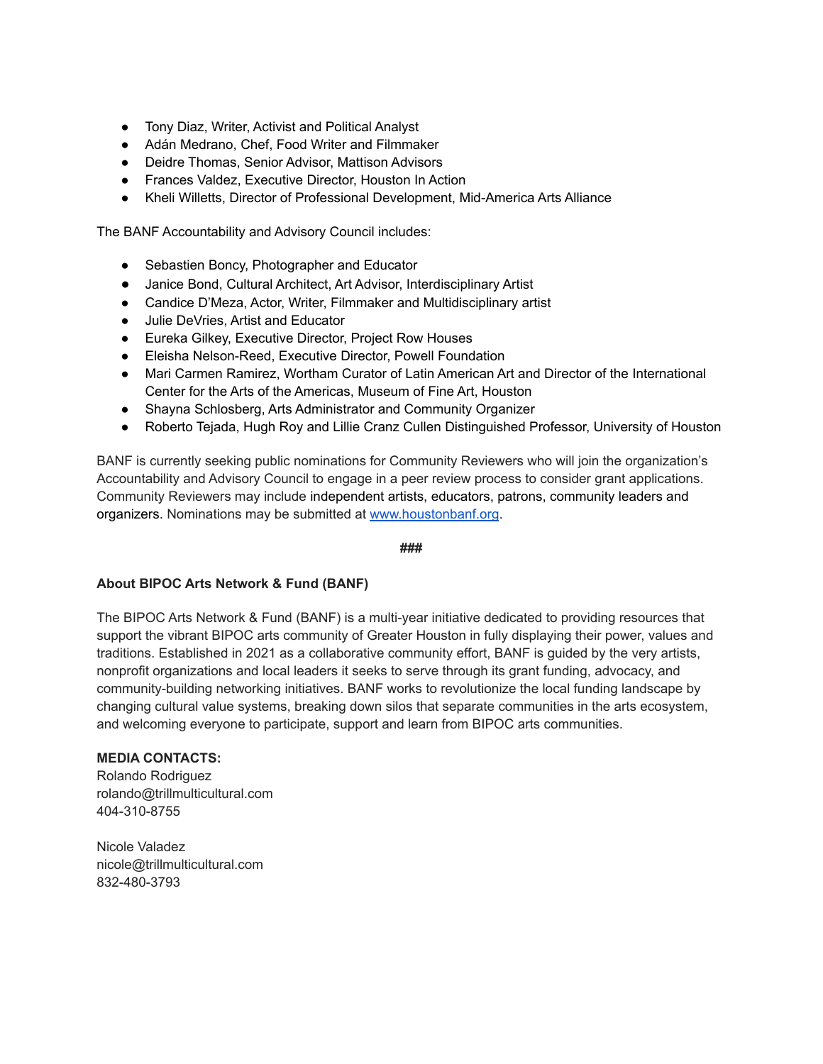- Tony Diaz, Writer, Activist and Political Analyst
- Adán Medrano, Chef, Food Writer and Filmmaker
- Deidre Thomas, Senior Advisor, Mattison Advisors
- Frances Valdez, Executive Director, Houston In Action
- Kheli Willetts, Director of Professional Development, Mid-America Arts Alliance

The BANF Accountability and Advisory Council includes:

- Sebastien Boncy, Photographer and Educator
- Janice Bond, Cultural Architect, Art Advisor, Interdisciplinary Artist
- Candice D'Meza, Actor, Writer, Filmmaker and Multidisciplinary artist
- Julie DeVries, Artist and Educator
- Eureka Gilkey, Executive Director, Project Row Houses
- Eleisha Nelson-Reed, Executive Director, Powell Foundation
- Mari Carmen Ramirez, Wortham Curator of Latin American Art and Director of the International Center for the Arts of the Americas, Museum of Fine Art, Houston
- Shayna Schlosberg, Arts Administrator and Community Organizer
- Roberto Tejada, Hugh Roy and Lillie Cranz Cullen Distinguished Professor, University of Houston

BANF is currently seeking public nominations for Community Reviewers who will join the organization's Accountability and Advisory Council to engage in a peer review process to consider grant applications. Community Reviewers may include independent artists, educators, patrons, community leaders and organizers. Nominations may be submitted at [www.houstonbanf.org](http://www.houstonbanf.org).

**###**

**About BIPOC Arts Network & Fund (BANF)**

The BIPOC Arts Network & Fund (BANF) is a multi-year initiative dedicated to providing resources that support the vibrant BIPOC arts community of Greater Houston in fully displaying their power, values and traditions. Established in 2021 as a collaborative community effort, BANF is guided by the very artists, nonprofit organizations and local leaders it seeks to serve through its grant funding, advocacy, and community-building networking initiatives. BANF works to revolutionize the local funding landscape by changing cultural value systems, breaking down silos that separate communities in the arts ecosystem, and welcoming everyone to participate, support and learn from BIPOC arts communities.

**MEDIA CONTACTS:**
Rolando Rodriguez
rolando@trillmulticultural.com
404-310-8755

Nicole Valadez
nicole@trillmulticultural.com
832-480-3793